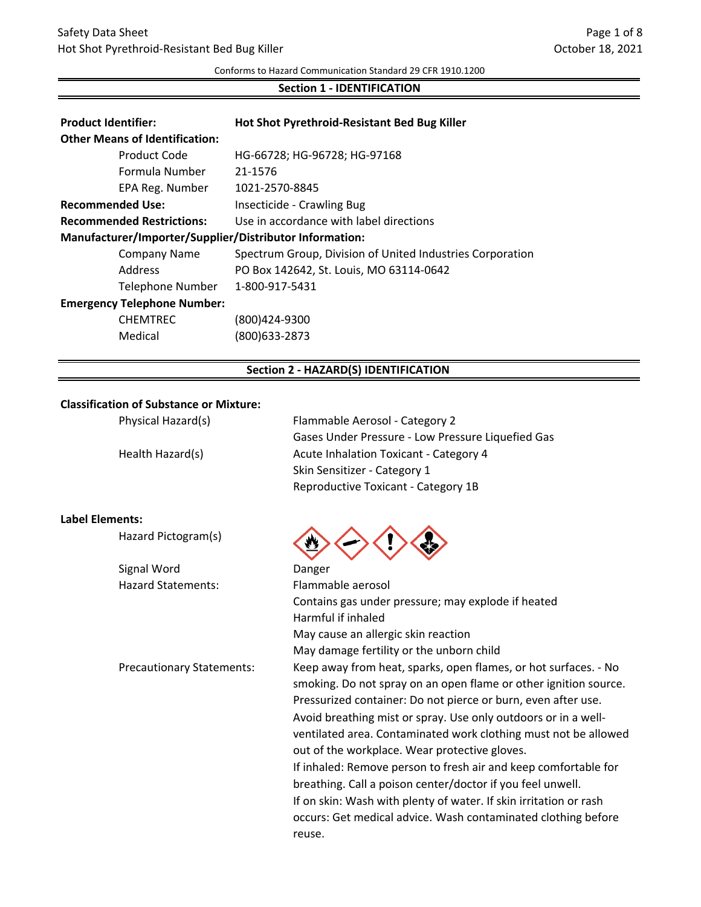Conforms to Hazard Communication Standard 29 CFR 1910.1200

## Section 1 - IDENTIFICATION

| | |
|---|---|
| **Product Identifier:** | **Hot Shot Pyrethroid-Resistant Bed Bug Killer** |
| **Other Means of Identification:** | |
| Product Code | HG-66728; HG-96728; HG-97168 |
| Formula Number | 21-1576 |
| EPA Reg. Number | 1021-2570-8845 |
| **Recommended Use:** | Insecticide - Crawling Bug |
| **Recommended Restrictions:** | Use in accordance with label directions |
| **Manufacturer/Importer/Supplier/Distributor Information:** | |
| Company Name | Spectrum Group, Division of United Industries Corporation |
| Address | PO Box 142642, St. Louis, MO 63114-0642 |
| Telephone Number | 1-800-917-5431 |
| **Emergency Telephone Number:** | |
| CHEMTREC | (800)424-9300 |
| Medical | (800)633-2873 |

## Section 2 - HAZARD(S) IDENTIFICATION

**Classification of Substance or Mixture:**

Physical Hazard(s)
- Flammable Aerosol - Category 2
- Gases Under Pressure - Low Pressure Liquefied Gas

Health Hazard(s)
- Acute Inhalation Toxicant - Category 4
- Skin Sensitizer - Category 1
- Reproductive Toxicant - Category 1B

**Label Elements:**

Hazard Pictogram(s)

Signal Word: Danger

Hazard Statements:
- Flammable aerosol
- Contains gas under pressure; may explode if heated
- Harmful if inhaled
- May cause an allergic skin reaction
- May damage fertility or the unborn child

Precautionary Statements:

Keep away from heat, sparks, open flames, or hot surfaces. - No smoking. Do not spray on an open flame or other ignition source. Pressurized container: Do not pierce or burn, even after use.

Avoid breathing mist or spray. Use only outdoors or in a well-ventilated area. Contaminated work clothing must not be allowed out of the workplace. Wear protective gloves.

If inhaled: Remove person to fresh air and keep comfortable for breathing. Call a poison center/doctor if you feel unwell.

If on skin: Wash with plenty of water. If skin irritation or rash occurs: Get medical advice. Wash contaminated clothing before reuse.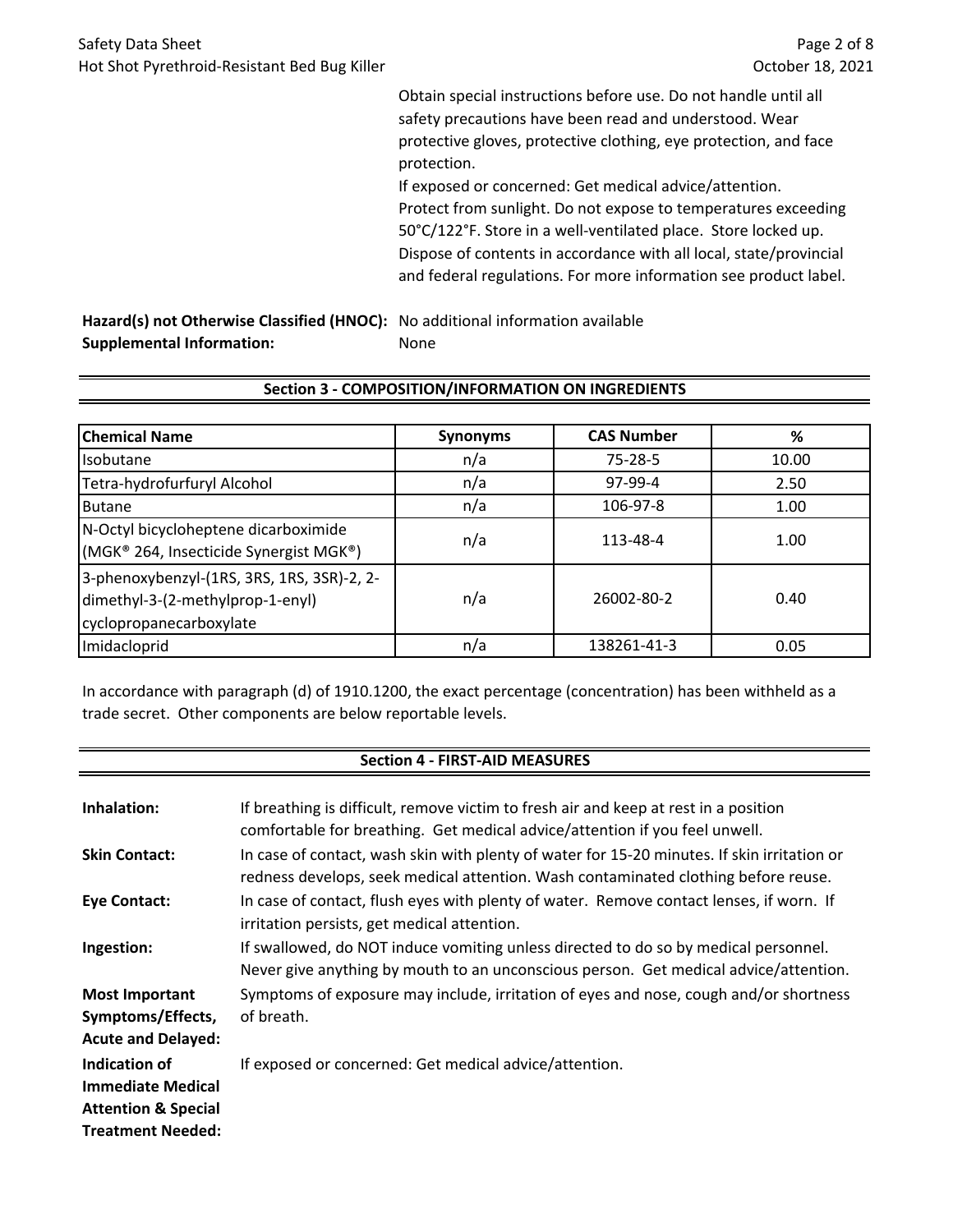Obtain special instructions before use. Do not handle until all safety precautions have been read and understood. Wear protective gloves, protective clothing, eye protection, and face protection.
If exposed or concerned: Get medical advice/attention.
Protect from sunlight. Do not expose to temperatures exceeding 50°C/122°F. Store in a well-ventilated place. Store locked up.
Dispose of contents in accordance with all local, state/provincial and federal regulations. For more information see product label.

**Hazard(s) not Otherwise Classified (HNOC):** No additional information available
**Supplemental Information:** None

## Section 3 - COMPOSITION/INFORMATION ON INGREDIENTS

| Chemical Name | Synonyms | CAS Number | % |
|---|---|---|---|
| Isobutane | n/a | 75-28-5 | 10.00 |
| Tetra-hydrofurfuryl Alcohol | n/a | 97-99-4 | 2.50 |
| Butane | n/a | 106-97-8 | 1.00 |
| N-Octyl bicycloheptene dicarboximide (MGK® 264, Insecticide Synergist MGK®) | n/a | 113-48-4 | 1.00 |
| 3-phenoxybenzyl-(1RS, 3RS, 1RS, 3SR)-2, 2-dimethyl-3-(2-methylprop-1-enyl) cyclopropanecarboxylate | n/a | 26002-80-2 | 0.40 |
| Imidacloprid | n/a | 138261-41-3 | 0.05 |

In accordance with paragraph (d) of 1910.1200, the exact percentage (concentration) has been withheld as a trade secret. Other components are below reportable levels.

## Section 4 - FIRST-AID MEASURES

**Inhalation:** If breathing is difficult, remove victim to fresh air and keep at rest in a position comfortable for breathing. Get medical advice/attention if you feel unwell.

**Skin Contact:** In case of contact, wash skin with plenty of water for 15-20 minutes. If skin irritation or redness develops, seek medical attention. Wash contaminated clothing before reuse.

**Eye Contact:** In case of contact, flush eyes with plenty of water. Remove contact lenses, if worn. If irritation persists, get medical attention.

**Ingestion:** If swallowed, do NOT induce vomiting unless directed to do so by medical personnel. Never give anything by mouth to an unconscious person. Get medical advice/attention.

**Most Important Symptoms/Effects, Acute and Delayed:** Symptoms of exposure may include, irritation of eyes and nose, cough and/or shortness of breath.

**Indication of Immediate Medical Attention & Special Treatment Needed:** If exposed or concerned: Get medical advice/attention.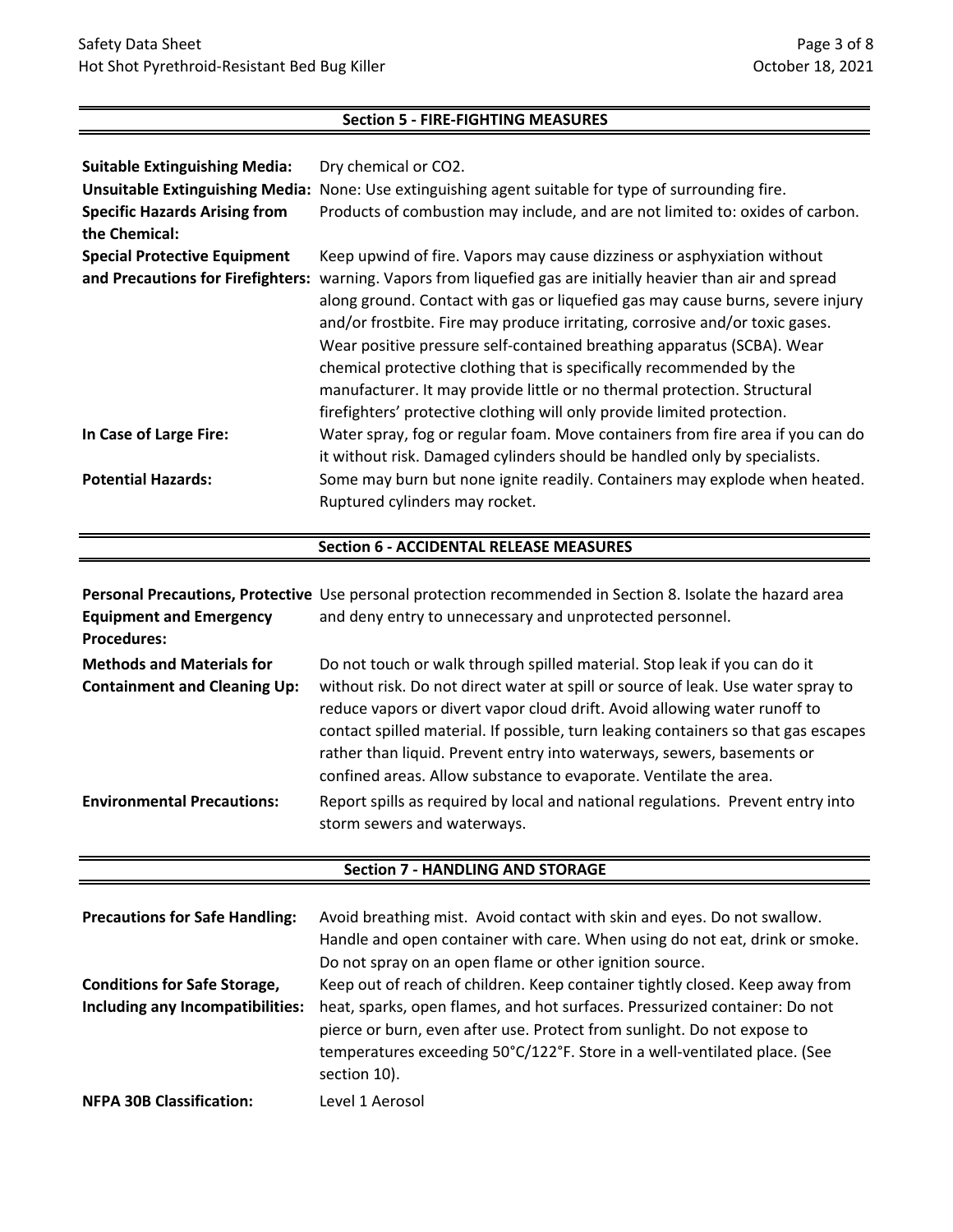## Section 5 - FIRE-FIGHTING MEASURES

**Suitable Extinguishing Media:** Dry chemical or $CO_2$.

**Unsuitable Extinguishing Media:** None: Use extinguishing agent suitable for type of surrounding fire.

**Specific Hazards Arising from the Chemical:** Products of combustion may include, and are not limited to: oxides of carbon.

**Special Protective Equipment and Precautions for Firefighters:** Keep upwind of fire. Vapors may cause dizziness or asphyxiation without warning. Vapors from liquefied gas are initially heavier than air and spread along ground. Contact with gas or liquefied gas may cause burns, severe injury and/or frostbite. Fire may produce irritating, corrosive and/or toxic gases. Wear positive pressure self-contained breathing apparatus (SCBA). Wear chemical protective clothing that is specifically recommended by the manufacturer. It may provide little or no thermal protection. Structural firefighters' protective clothing will only provide limited protection.

**In Case of Large Fire:** Water spray, fog or regular foam. Move containers from fire area if you can do it without risk. Damaged cylinders should be handled only by specialists.

**Potential Hazards:** Some may burn but none ignite readily. Containers may explode when heated. Ruptured cylinders may rocket.

## Section 6 - ACCIDENTAL RELEASE MEASURES

**Personal Precautions, Protective Equipment and Emergency Procedures:** Use personal protection recommended in Section 8. Isolate the hazard area and deny entry to unnecessary and unprotected personnel.

**Methods and Materials for Containment and Cleaning Up:** Do not touch or walk through spilled material. Stop leak if you can do it without risk. Do not direct water at spill or source of leak. Use water spray to reduce vapors or divert vapor cloud drift. Avoid allowing water runoff to contact spilled material. If possible, turn leaking containers so that gas escapes rather than liquid. Prevent entry into waterways, sewers, basements or confined areas. Allow substance to evaporate. Ventilate the area.

**Environmental Precautions:** Report spills as required by local and national regulations. Prevent entry into storm sewers and waterways.

## Section 7 - HANDLING AND STORAGE

**Precautions for Safe Handling:** Avoid breathing mist. Avoid contact with skin and eyes. Do not swallow. Handle and open container with care. When using do not eat, drink or smoke. Do not spray on an open flame or other ignition source.

**Conditions for Safe Storage, Including any Incompatibilities:** Keep out of reach of children. Keep container tightly closed. Keep away from heat, sparks, open flames, and hot surfaces. Pressurized container: Do not pierce or burn, even after use. Protect from sunlight. Do not expose to temperatures exceeding 50°C/122°F. Store in a well-ventilated place. (See section 10).

**NFPA 30B Classification:** Level 1 Aerosol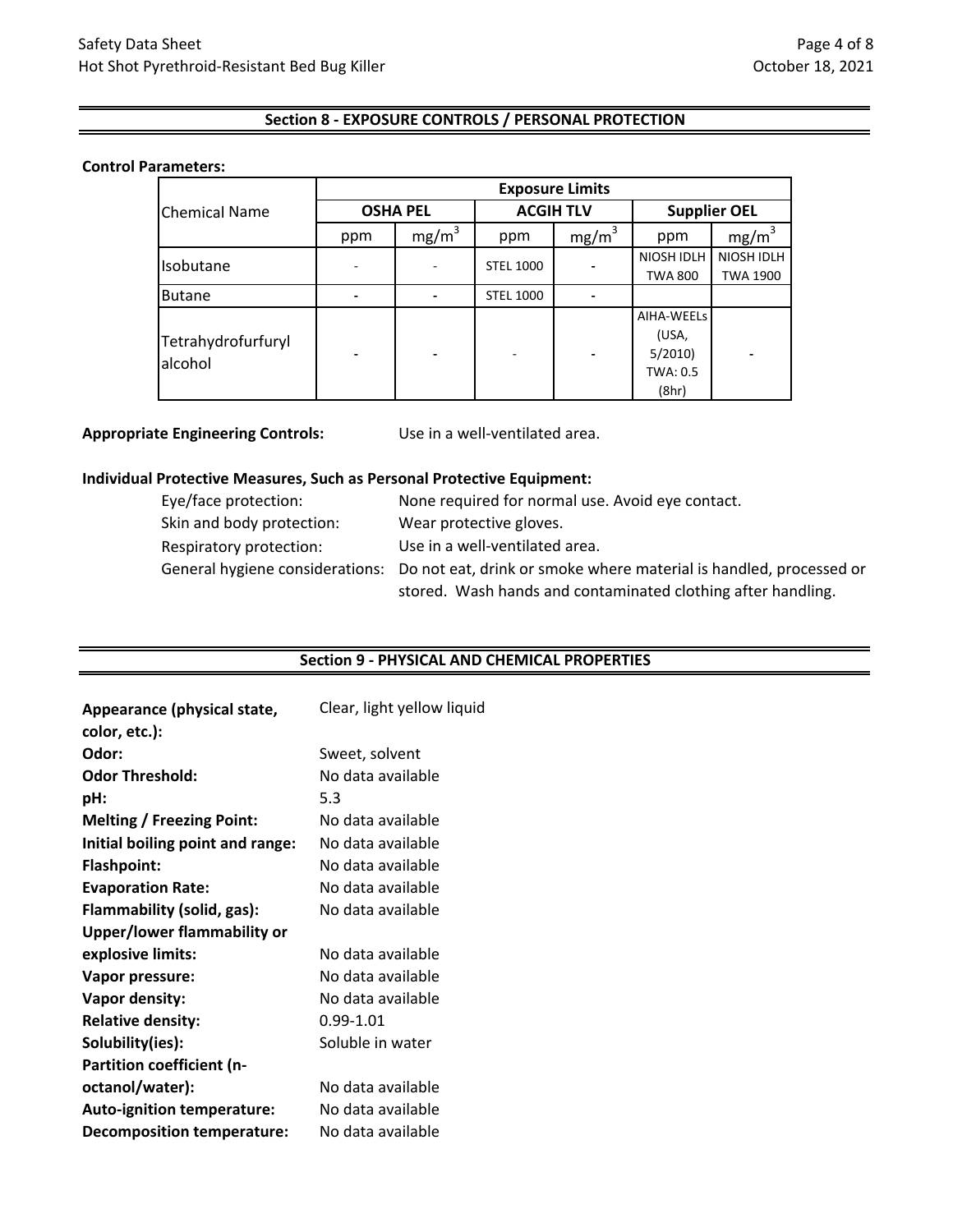## Section 8 - EXPOSURE CONTROLS / PERSONAL PROTECTION

**Control Parameters:**

| Chemical Name | Exposure Limits | | | | | |
|---|---|---|---|---|---|---|
| | OSHA PEL | | ACGIH TLV | | Supplier OEL | |
| | ppm | $mg/m^3$ | ppm | $mg/m^3$ | ppm | $mg/m^3$ |
| Isobutane | - | - | STEL 1000 | - | NIOSH IDLH TWA 800 | NIOSH IDLH TWA 1900 |
| Butane | - | - | STEL 1000 | - | | |
| Tetrahydrofurfuryl alcohol | - | - | - | - | AIHA-WEELs (USA, 5/2010) TWA: 0.5 (8hr) | - |

**Appropriate Engineering Controls:** Use in a well-ventilated area.

**Individual Protective Measures, Such as Personal Protective Equipment:**

- Eye/face protection: None required for normal use. Avoid eye contact.
- Skin and body protection: Wear protective gloves.
- Respiratory protection: Use in a well-ventilated area.
- General hygiene considerations: Do not eat, drink or smoke where material is handled, processed or stored. Wash hands and contaminated clothing after handling.

## Section 9 - PHYSICAL AND CHEMICAL PROPERTIES

**Appearance (physical state, color, etc.):** Clear, light yellow liquid
**Odor:** Sweet, solvent
**Odor Threshold:** No data available
**pH:** 5.3
**Melting / Freezing Point:** No data available
**Initial boiling point and range:** No data available
**Flashpoint:** No data available
**Evaporation Rate:** No data available
**Flammability (solid, gas):** No data available
**Upper/lower flammability or explosive limits:** No data available
**Vapor pressure:** No data available
**Vapor density:** No data available
**Relative density:** 0.99-1.01
**Solubility(ies):** Soluble in water
**Partition coefficient (n-octanol/water):** No data available
**Auto-ignition temperature:** No data available
**Decomposition temperature:** No data available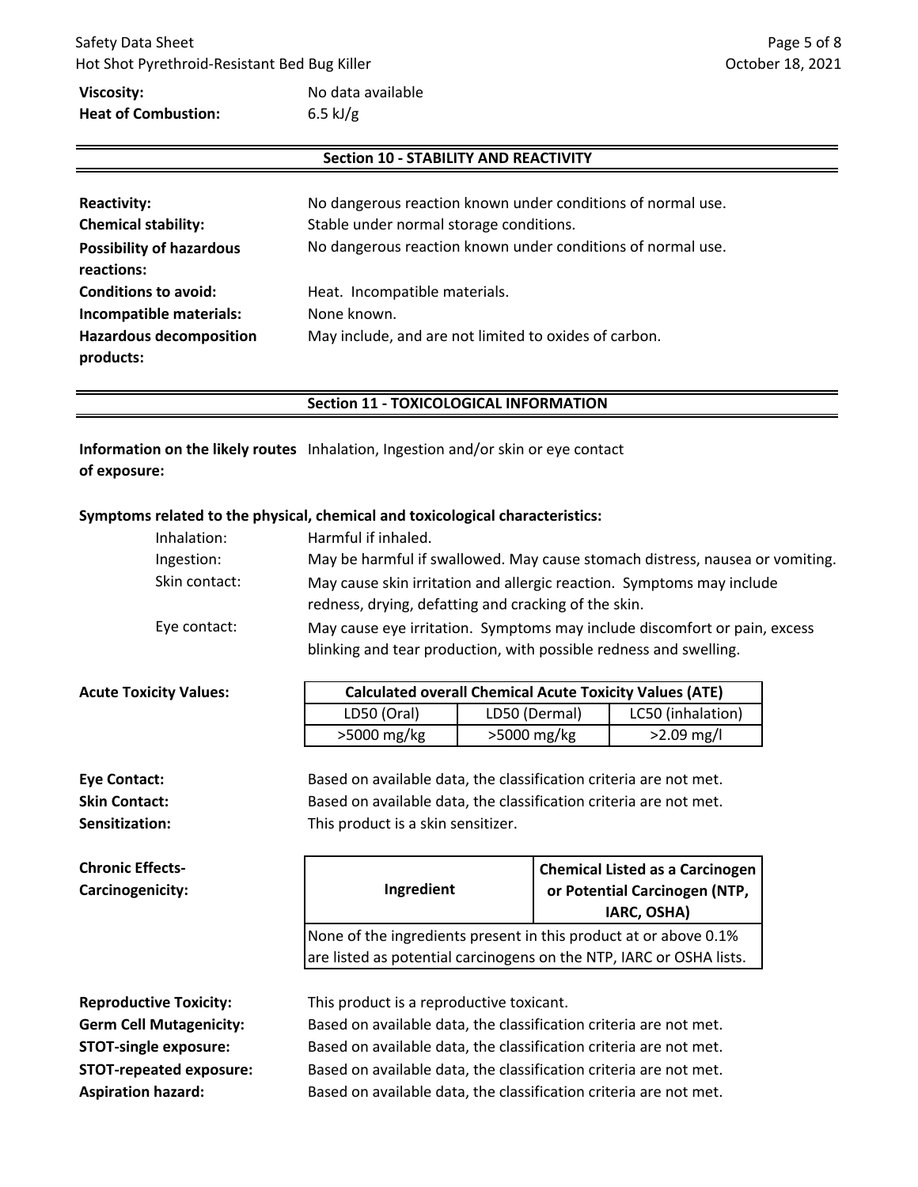**Viscosity:** No data available
**Heat of Combustion:** 6.5 kJ/g

## Section 10 - STABILITY AND REACTIVITY

**Reactivity:** No dangerous reaction known under conditions of normal use.
**Chemical stability:** Stable under normal storage conditions.
**Possibility of hazardous reactions:** No dangerous reaction known under conditions of normal use.
**Conditions to avoid:** Heat. Incompatible materials.
**Incompatible materials:** None known.
**Hazardous decomposition products:** May include, and are not limited to oxides of carbon.

## Section 11 - TOXICOLOGICAL INFORMATION

**Information on the likely routes of exposure:** Inhalation, Ingestion and/or skin or eye contact

**Symptoms related to the physical, chemical and toxicological characteristics:**

- Inhalation: Harmful if inhaled.
- Ingestion: May be harmful if swallowed. May cause stomach distress, nausea or vomiting.
- Skin contact: May cause skin irritation and allergic reaction. Symptoms may include redness, drying, defatting and cracking of the skin.
- Eye contact: May cause eye irritation. Symptoms may include discomfort or pain, excess blinking and tear production, with possible redness and swelling.

**Acute Toxicity Values:**

| Calculated overall Chemical Acute Toxicity Values (ATE) | | |
|---|---|---|
| LD50 (Oral) | LD50 (Dermal) | LC50 (inhalation) |
| >5000 mg/kg | >5000 mg/kg | >2.09 mg/l |

**Eye Contact:** Based on available data, the classification criteria are not met.
**Skin Contact:** Based on available data, the classification criteria are not met.
**Sensitization:** This product is a skin sensitizer.

**Chronic Effects-Carcinogenicity:**

| Ingredient | Chemical Listed as a Carcinogen or Potential Carcinogen (NTP, IARC, OSHA) |
|---|---|
| None of the ingredients present in this product at or above 0.1% are listed as potential carcinogens on the NTP, IARC or OSHA lists. | |

**Reproductive Toxicity:** This product is a reproductive toxicant.
**Germ Cell Mutagenicity:** Based on available data, the classification criteria are not met.
**STOT-single exposure:** Based on available data, the classification criteria are not met.
**STOT-repeated exposure:** Based on available data, the classification criteria are not met.
**Aspiration hazard:** Based on available data, the classification criteria are not met.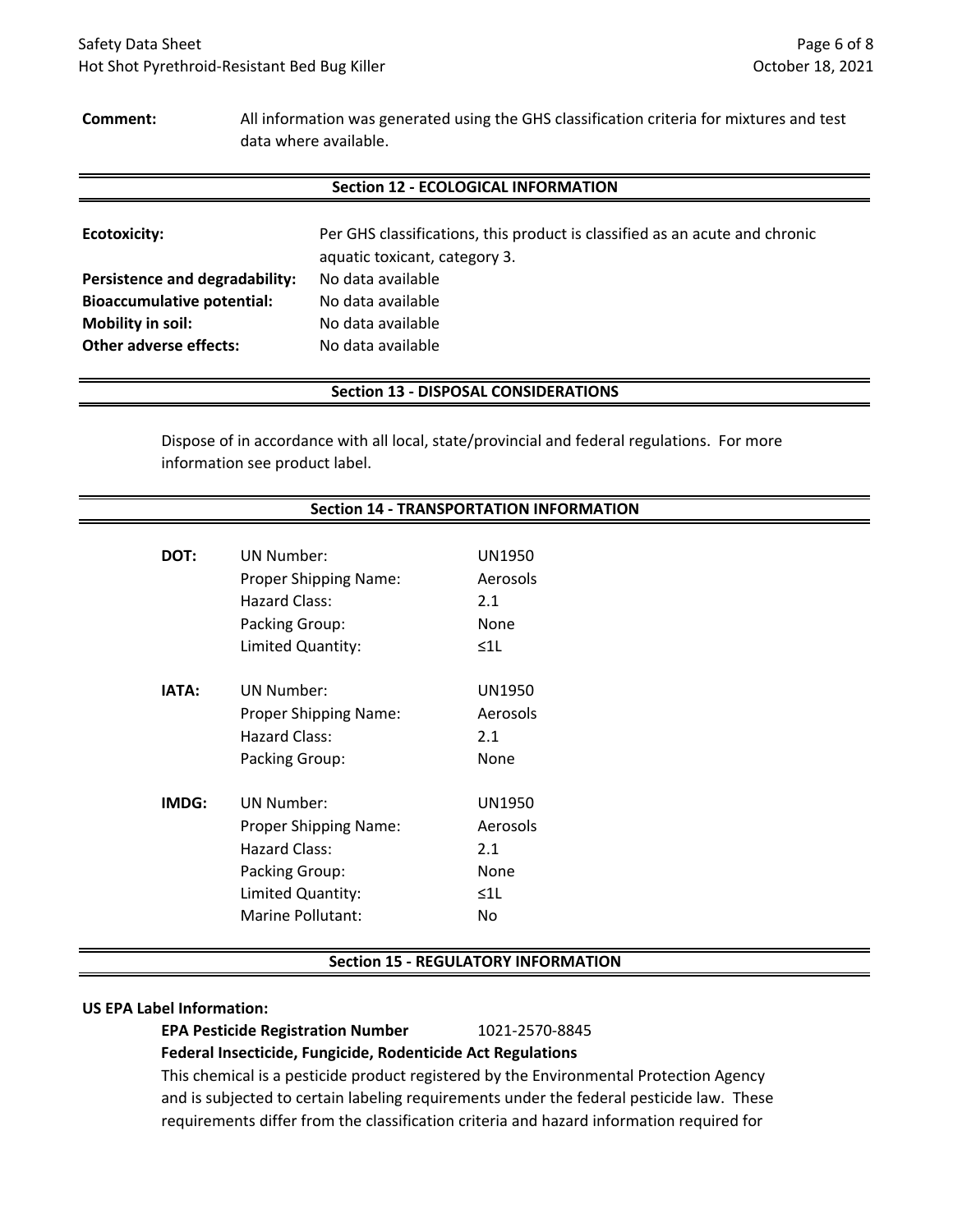**Comment:** All information was generated using the GHS classification criteria for mixtures and test data where available.

## Section 12 - ECOLOGICAL INFORMATION

**Ecotoxicity:** Per GHS classifications, this product is classified as an acute and chronic aquatic toxicant, category 3.

**Persistence and degradability:** No data available

**Bioaccumulative potential:** No data available

**Mobility in soil:** No data available

**Other adverse effects:** No data available

## Section 13 - DISPOSAL CONSIDERATIONS

Dispose of in accordance with all local, state/provincial and federal regulations. For more information see product label.

## Section 14 - TRANSPORTATION INFORMATION

**DOT:**

| | |
|---|---|
| UN Number: | UN1950 |
| Proper Shipping Name: | Aerosols |
| Hazard Class: | 2.1 |
| Packing Group: | None |
| Limited Quantity: | ≤1L |

**IATA:**

| | |
|---|---|
| UN Number: | UN1950 |
| Proper Shipping Name: | Aerosols |
| Hazard Class: | 2.1 |
| Packing Group: | None |

**IMDG:**

| | |
|---|---|
| UN Number: | UN1950 |
| Proper Shipping Name: | Aerosols |
| Hazard Class: | 2.1 |
| Packing Group: | None |
| Limited Quantity: | ≤1L |
| Marine Pollutant: | No |

## Section 15 - REGULATORY INFORMATION

**US EPA Label Information:**

**EPA Pesticide Registration Number** 1021-2570-8845

**Federal Insecticide, Fungicide, Rodenticide Act Regulations**

This chemical is a pesticide product registered by the Environmental Protection Agency and is subjected to certain labeling requirements under the federal pesticide law. These requirements differ from the classification criteria and hazard information required for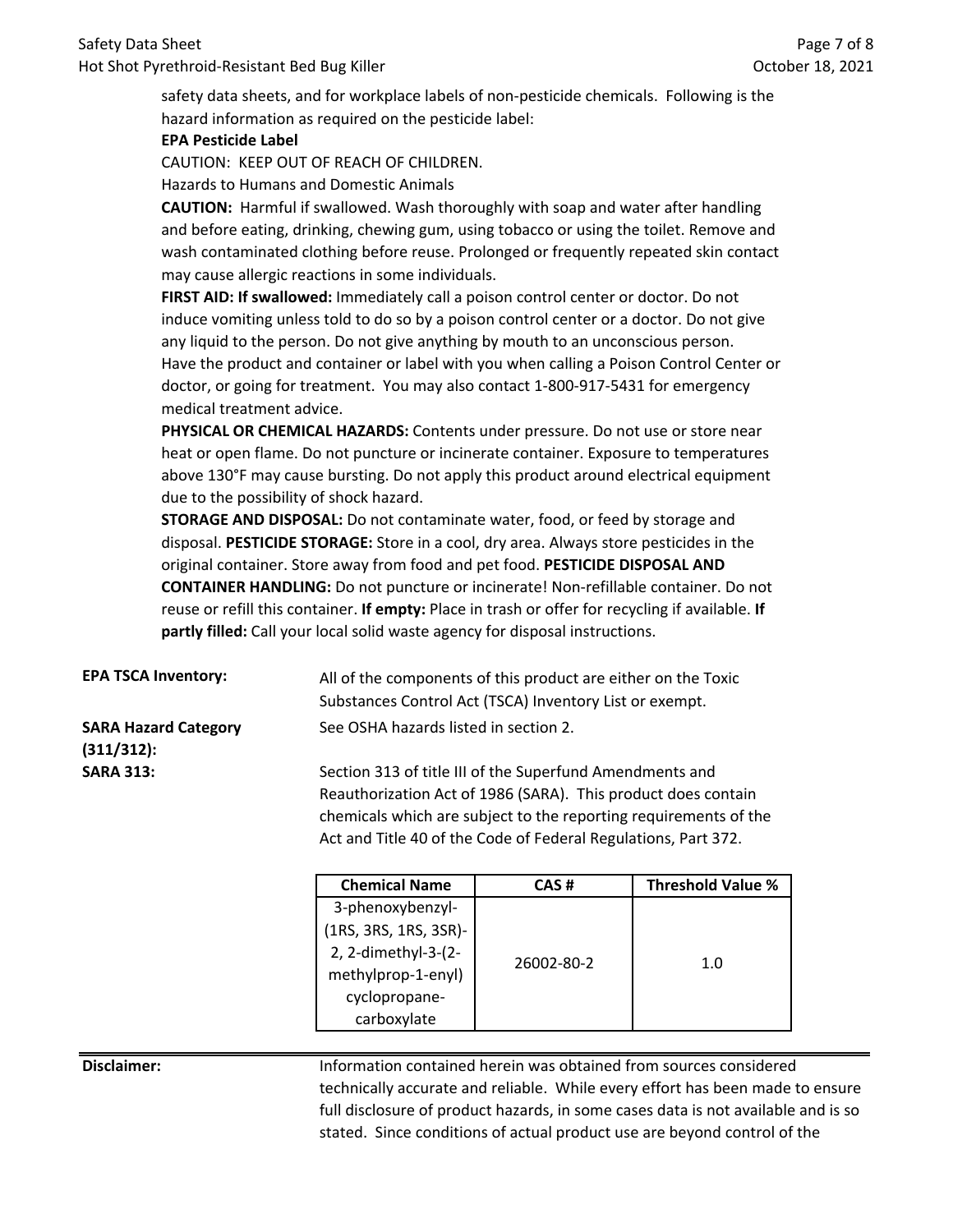safety data sheets, and for workplace labels of non-pesticide chemicals. Following is the hazard information as required on the pesticide label:

**EPA Pesticide Label**

CAUTION: KEEP OUT OF REACH OF CHILDREN.

Hazards to Humans and Domestic Animals

**CAUTION:** Harmful if swallowed. Wash thoroughly with soap and water after handling and before eating, drinking, chewing gum, using tobacco or using the toilet. Remove and wash contaminated clothing before reuse. Prolonged or frequently repeated skin contact may cause allergic reactions in some individuals.

**FIRST AID: If swallowed:** Immediately call a poison control center or doctor. Do not induce vomiting unless told to do so by a poison control center or a doctor. Do not give any liquid to the person. Do not give anything by mouth to an unconscious person. Have the product and container or label with you when calling a Poison Control Center or doctor, or going for treatment. You may also contact 1-800-917-5431 for emergency medical treatment advice.

**PHYSICAL OR CHEMICAL HAZARDS:** Contents under pressure. Do not use or store near heat or open flame. Do not puncture or incinerate container. Exposure to temperatures above 130°F may cause bursting. Do not apply this product around electrical equipment due to the possibility of shock hazard.

**STORAGE AND DISPOSAL:** Do not contaminate water, food, or feed by storage and disposal. **PESTICIDE STORAGE:** Store in a cool, dry area. Always store pesticides in the original container. Store away from food and pet food. **PESTICIDE DISPOSAL AND CONTAINER HANDLING:** Do not puncture or incinerate! Non-refillable container. Do not reuse or refill this container. **If empty:** Place in trash or offer for recycling if available. **If partly filled:** Call your local solid waste agency for disposal instructions.

**EPA TSCA Inventory:** All of the components of this product are either on the Toxic Substances Control Act (TSCA) Inventory List or exempt.

**SARA Hazard Category (311/312):** See OSHA hazards listed in section 2.

**SARA 313:** Section 313 of title III of the Superfund Amendments and Reauthorization Act of 1986 (SARA). This product does contain chemicals which are subject to the reporting requirements of the Act and Title 40 of the Code of Federal Regulations, Part 372.

| Chemical Name | CAS # | Threshold Value % |
|---|---|---|
| 3-phenoxybenzyl-(1RS, 3RS, 1RS, 3SR)-2, 2-dimethyl-3-(2-methylprop-1-enyl) cyclopropane-carboxylate | 26002-80-2 | 1.0 |

---

**Disclaimer:** Information contained herein was obtained from sources considered technically accurate and reliable. While every effort has been made to ensure full disclosure of product hazards, in some cases data is not available and is so stated. Since conditions of actual product use are beyond control of the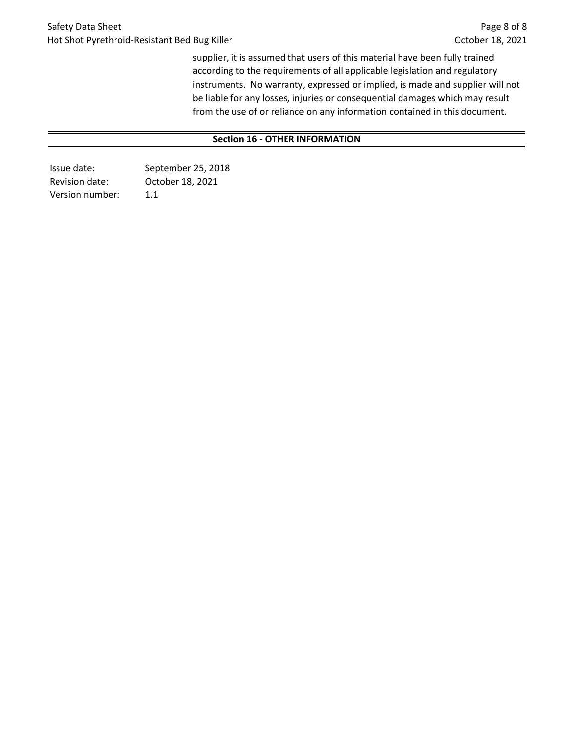supplier, it is assumed that users of this material have been fully trained according to the requirements of all applicable legislation and regulatory instruments. No warranty, expressed or implied, is made and supplier will not be liable for any losses, injuries or consequential damages which may result from the use of or reliance on any information contained in this document.

## Section 16 - OTHER INFORMATION

| | |
|---|---|
| Issue date: | September 25, 2018 |
| Revision date: | October 18, 2021 |
| Version number: | 1.1 |